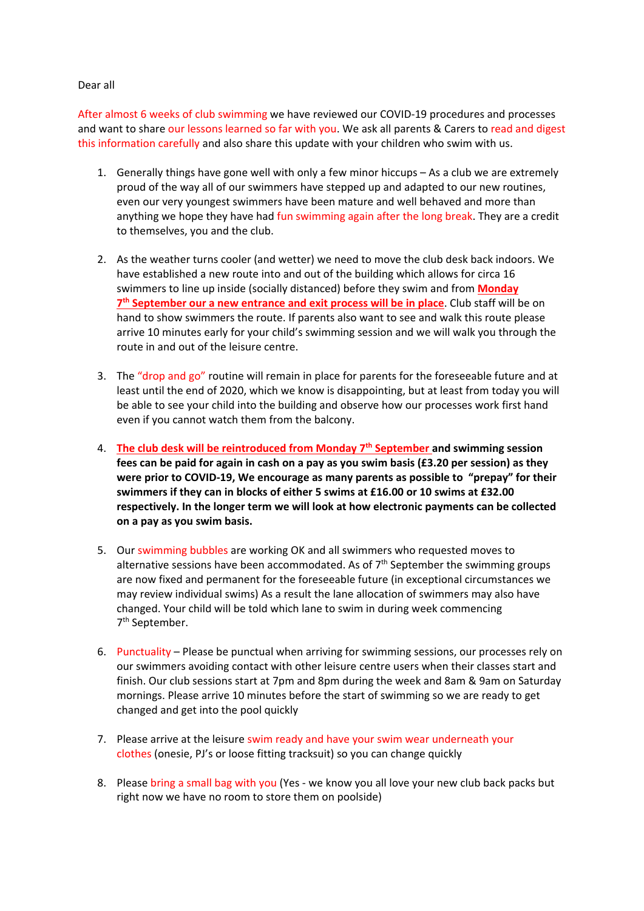Dear all

After almost 6 weeks of club swimming we have reviewed our COVID-19 procedures and processes and want to share our lessons learned so far with you. We ask all parents & Carers to read and digest this information carefully and also share this update with your children who swim with us.

1. Generally things have gone well with only a few minor hiccups – As a club we are extremely proud of the way all of our swimmers have stepped up and adapted to our new routines, even our very youngest swimmers have been mature and well behaved and more than anything we hope they have had fun swimming again after the long break. They are a credit to themselves, you and the club.

2. As the weather turns cooler (and wetter) we need to move the club desk back indoors. We have established a new route into and out of the building which allows for circa 16 swimmers to line up inside (socially distanced) before they swim and from **Monday 7th September our a new entrance and exit process will be in place**. Club staff will be on hand to show swimmers the route. If parents also want to see and walk this route please arrive 10 minutes early for your child's swimming session and we will walk you through the route in and out of the leisure centre.

3. The "drop and go" routine will remain in place for parents for the foreseeable future and at least until the end of 2020, which we know is disappointing, but at least from today you will be able to see your child into the building and observe how our processes work first hand even if you cannot watch them from the balcony.

4. **The club desk will be reintroduced from Monday 7th September and swimming session fees can be paid for again in cash on a pay as you swim basis (£3.20 per session) as they were prior to COVID-19, We encourage as many parents as possible to "prepay" for their swimmers if they can in blocks of either 5 swims at £16.00 or 10 swims at £32.00 respectively. In the longer term we will look at how electronic payments can be collected on a pay as you swim basis.**

5. Our swimming bubbles are working OK and all swimmers who requested moves to alternative sessions have been accommodated. As of 7th September the swimming groups are now fixed and permanent for the foreseeable future (in exceptional circumstances we may review individual swims) As a result the lane allocation of swimmers may also have changed. Your child will be told which lane to swim in during week commencing 7th September.

6. Punctuality – Please be punctual when arriving for swimming sessions, our processes rely on our swimmers avoiding contact with other leisure centre users when their classes start and finish. Our club sessions start at 7pm and 8pm during the week and 8am & 9am on Saturday mornings. Please arrive 10 minutes before the start of swimming so we are ready to get changed and get into the pool quickly

7. Please arrive at the leisure swim ready and have your swim wear underneath your clothes (onesie, PJ's or loose fitting tracksuit) so you can change quickly

8. Please bring a small bag with you (Yes - we know you all love your new club back packs but right now we have no room to store them on poolside)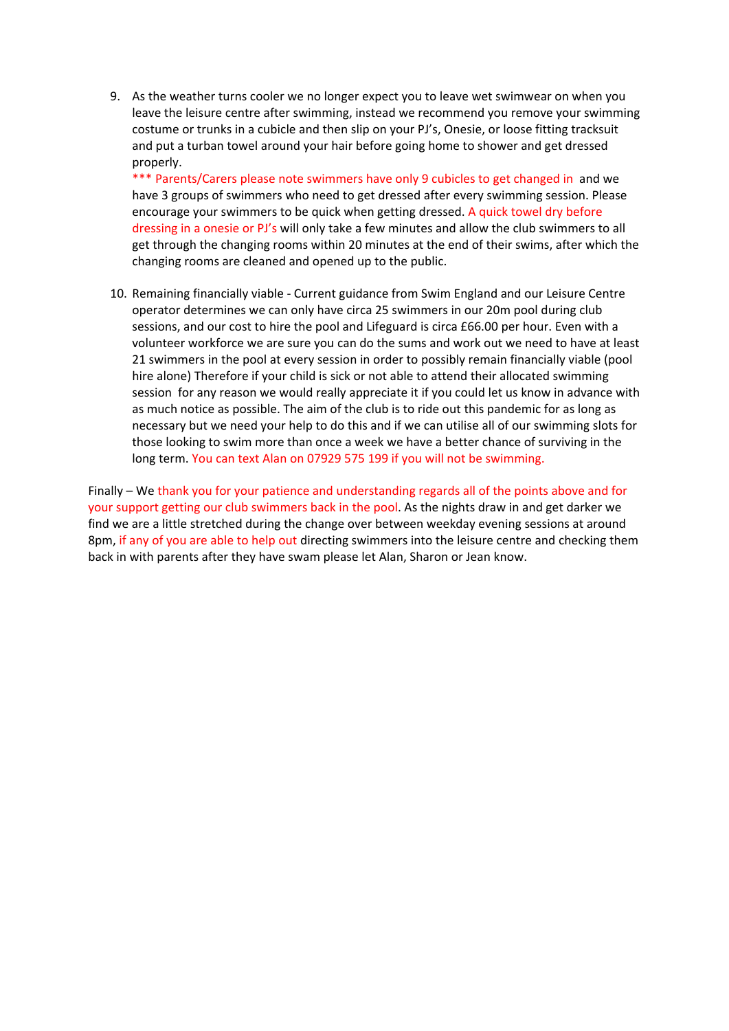9. As the weather turns cooler we no longer expect you to leave wet swimwear on when you leave the leisure centre after swimming, instead we recommend you remove your swimming costume or trunks in a cubicle and then slip on your PJ's, Onesie, or loose fitting tracksuit and put a turban towel around your hair before going home to shower and get dressed properly.
   *** Parents/Carers please note swimmers have only 9 cubicles to get changed in and we have 3 groups of swimmers who need to get dressed after every swimming session. Please encourage your swimmers to be quick when getting dressed. A quick towel dry before dressing in a onesie or PJ's will only take a few minutes and allow the club swimmers to all get through the changing rooms within 20 minutes at the end of their swims, after which the changing rooms are cleaned and opened up to the public.

10. Remaining financially viable - Current guidance from Swim England and our Leisure Centre operator determines we can only have circa 25 swimmers in our 20m pool during club sessions, and our cost to hire the pool and Lifeguard is circa £66.00 per hour. Even with a volunteer workforce we are sure you can do the sums and work out we need to have at least 21 swimmers in the pool at every session in order to possibly remain financially viable (pool hire alone) Therefore if your child is sick or not able to attend their allocated swimming session for any reason we would really appreciate it if you could let us know in advance with as much notice as possible. The aim of the club is to ride out this pandemic for as long as necessary but we need your help to do this and if we can utilise all of our swimming slots for those looking to swim more than once a week we have a better chance of surviving in the long term. You can text Alan on 07929 575 199 if you will not be swimming.

Finally – We thank you for your patience and understanding regards all of the points above and for your support getting our club swimmers back in the pool. As the nights draw in and get darker we find we are a little stretched during the change over between weekday evening sessions at around 8pm, if any of you are able to help out directing swimmers into the leisure centre and checking them back in with parents after they have swam please let Alan, Sharon or Jean know.